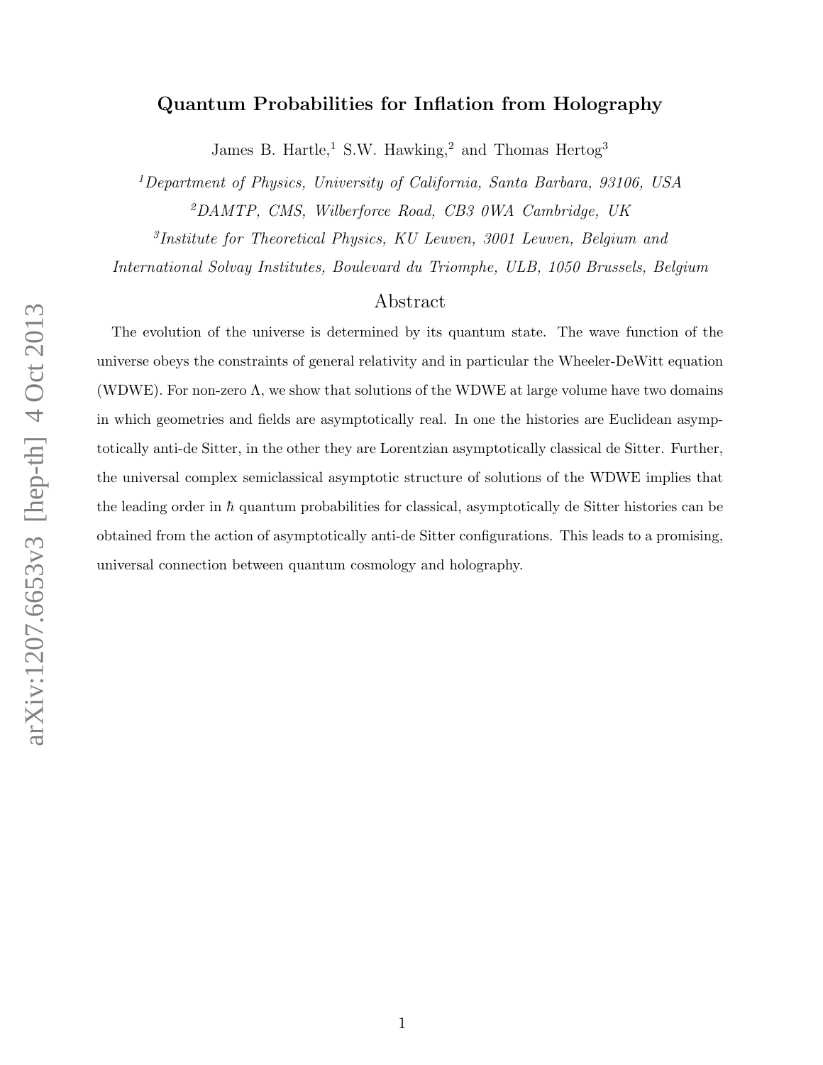# Quantum Probabilities for Inflation from Holography

James B. Hartle,[1] S.W. Hawking,[2] and Thomas Hertog[3]

[1] *Department of Physics, University of California, Santa Barbara, 93106, USA*

[2] *DAMTP, CMS, Wilberforce Road, CB3 0WA Cambridge, UK*

[3] *Institute for Theoretical Physics, KU Leuven, 3001 Leuven, Belgium and International Solvay Institutes, Boulevard du Triomphe, ULB, 1050 Brussels, Belgium*

## Abstract

The evolution of the universe is determined by its quantum state. The wave function of the universe obeys the constraints of general relativity and in particular the Wheeler-DeWitt equation (WDWE). For non-zero $\Lambda$, we show that solutions of the WDWE at large volume have two domains in which geometries and fields are asymptotically real. In one the histories are Euclidean asymptotically anti-de Sitter, in the other they are Lorentzian asymptotically classical de Sitter. Further, the universal complex semiclassical asymptotic structure of solutions of the WDWE implies that the leading order in $\hbar$ quantum probabilities for classical, asymptotically de Sitter histories can be obtained from the action of asymptotically anti-de Sitter configurations. This leads to a promising, universal connection between quantum cosmology and holography.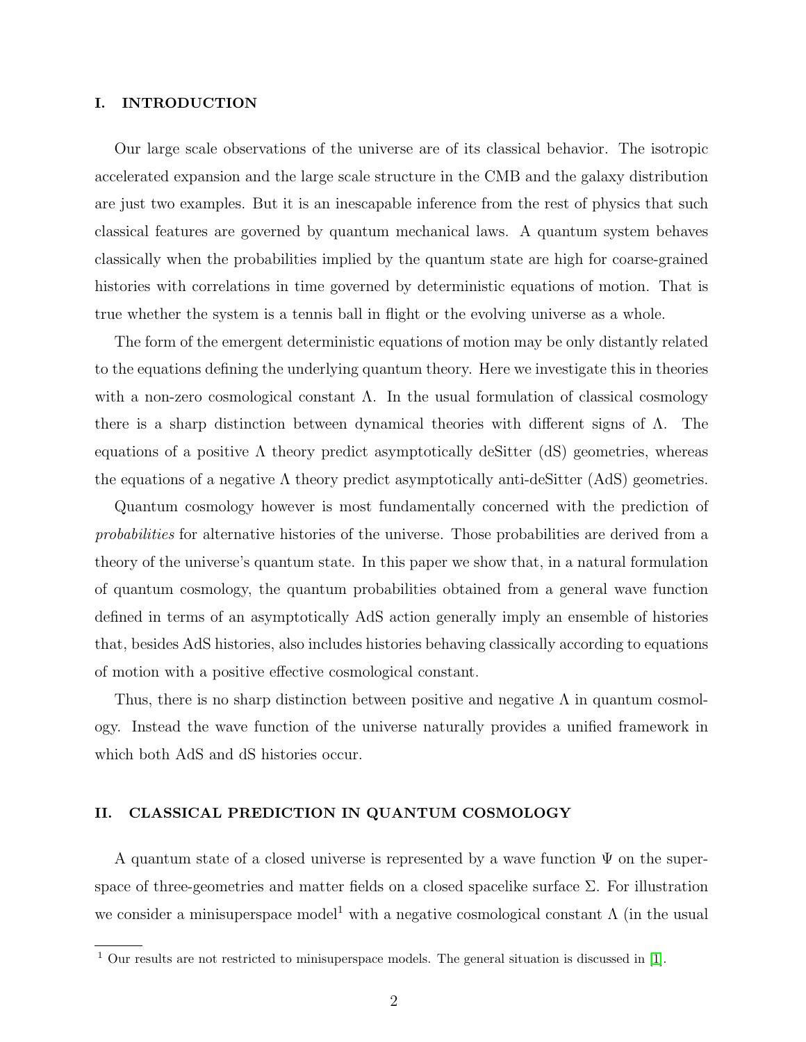## I. INTRODUCTION

Our large scale observations of the universe are of its classical behavior. The isotropic accelerated expansion and the large scale structure in the CMB and the galaxy distribution are just two examples. But it is an inescapable inference from the rest of physics that such classical features are governed by quantum mechanical laws. A quantum system behaves classically when the probabilities implied by the quantum state are high for coarse-grained histories with correlations in time governed by deterministic equations of motion. That is true whether the system is a tennis ball in flight or the evolving universe as a whole.

The form of the emergent deterministic equations of motion may be only distantly related to the equations defining the underlying quantum theory. Here we investigate this in theories with a non-zero cosmological constant $\Lambda$. In the usual formulation of classical cosmology there is a sharp distinction between dynamical theories with different signs of $\Lambda$. The equations of a positive $\Lambda$ theory predict asymptotically deSitter (dS) geometries, whereas the equations of a negative $\Lambda$ theory predict asymptotically anti-deSitter (AdS) geometries.

Quantum cosmology however is most fundamentally concerned with the prediction of *probabilities* for alternative histories of the universe. Those probabilities are derived from a theory of the universe's quantum state. In this paper we show that, in a natural formulation of quantum cosmology, the quantum probabilities obtained from a general wave function defined in terms of an asymptotically AdS action generally imply an ensemble of histories that, besides AdS histories, also includes histories behaving classically according to equations of motion with a positive effective cosmological constant.

Thus, there is no sharp distinction between positive and negative $\Lambda$ in quantum cosmology. Instead the wave function of the universe naturally provides a unified framework in which both AdS and dS histories occur.

## II. CLASSICAL PREDICTION IN QUANTUM COSMOLOGY

A quantum state of a closed universe is represented by a wave function $\Psi$ on the superspace of three-geometries and matter fields on a closed spacelike surface $\Sigma$. For illustration we consider a minisuperspace model[1] with a negative cosmological constant $\Lambda$ (in the usual

[1] Our results are not restricted to minisuperspace models. The general situation is discussed in [1].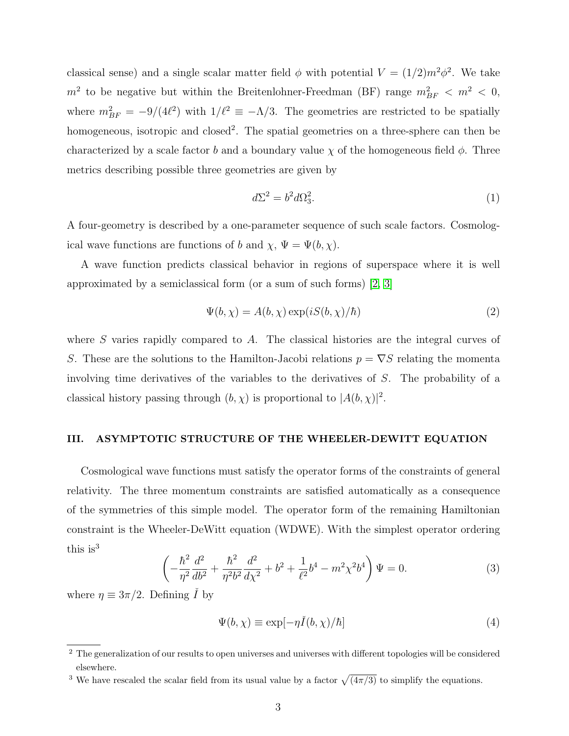classical sense) and a single scalar matter field $\phi$ with potential $V = (1/2)m^2\phi^2$. We take $m^2$ to be negative but within the Breitenlohner-Freedman (BF) range $m^2_{BF} < m^2 < 0$, where $m^2_{BF} = -9/(4\ell^2)$ with $1/\ell^2 \equiv -\Lambda/3$. The geometries are restricted to be spatially homogeneous, isotropic and closed[2]. The spatial geometries on a three-sphere can then be characterized by a scale factor $b$ and a boundary value $\chi$ of the homogeneous field $\phi$. Three metrics describing possible three geometries are given by

$$d\Sigma^2 = b^2 d\Omega_3^2. \tag{1}$$

A four-geometry is described by a one-parameter sequence of such scale factors. Cosmological wave functions are functions of $b$ and $\chi$, $\Psi = \Psi(b, \chi)$.

A wave function predicts classical behavior in regions of superspace where it is well approximated by a semiclassical form (or a sum of such forms) [2, 3]

$$\Psi(b, \chi) = A(b, \chi) \exp(iS(b, \chi)/\hbar) \tag{2}$$

where $S$ varies rapidly compared to $A$. The classical histories are the integral curves of $S$. These are the solutions to the Hamilton-Jacobi relations $p = \nabla S$ relating the momenta involving time derivatives of the variables to the derivatives of $S$. The probability of a classical history passing through $(b, \chi)$ is proportional to $|A(b, \chi)|^2$.

## III. ASYMPTOTIC STRUCTURE OF THE WHEELER-DEWITT EQUATION

Cosmological wave functions must satisfy the operator forms of the constraints of general relativity. The three momentum constraints are satisfied automatically as a consequence of the symmetries of this simple model. The operator form of the remaining Hamiltonian constraint is the Wheeler-DeWitt equation (WDWE). With the simplest operator ordering this is[3]

$$\left( -\frac{\hbar^2}{\eta^2}\frac{d^2}{db^2} + \frac{\hbar^2}{\eta^2 b^2}\frac{d^2}{d\chi^2} + b^2 + \frac{1}{\ell^2}b^4 - m^2\chi^2 b^4 \right) \Psi = 0. \tag{3}$$

where $\eta \equiv 3\pi/2$. Defining $\check{I}$ by

$$\Psi(b, \chi) \equiv \exp[-\eta \check{I}(b, \chi)/\hbar] \tag{4}$$

[2] The generalization of our results to open universes and universes with different topologies will be considered elsewhere.

[3] We have rescaled the scalar field from its usual value by a factor $\sqrt{(4\pi/3)}$ to simplify the equations.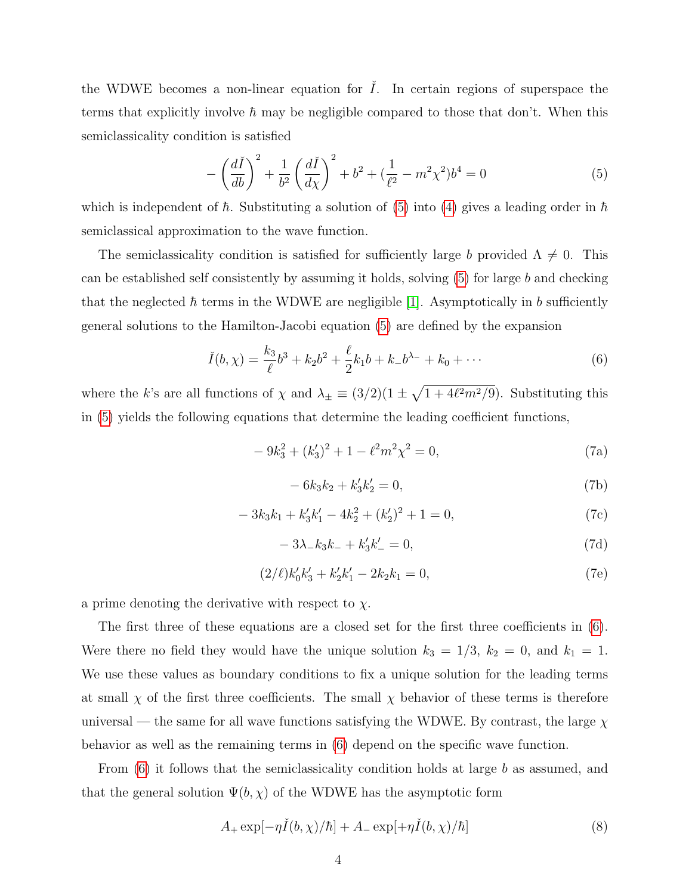the WDWE becomes a non-linear equation for $\check{I}$. In certain regions of superspace the terms that explicitly involve $\hbar$ may be negligible compared to those that don't. When this semiclassicality condition is satisfied

$$
-\left(\frac{d\check{I}}{db}\right)^2 + \frac{1}{b^2}\left(\frac{d\check{I}}{d\chi}\right)^2 + b^2 + \left(\frac{1}{\ell^2} - m^2\chi^2\right)b^4 = 0 \tag{5}
$$

which is independent of $\hbar$. Substituting a solution of (5) into (4) gives a leading order in $\hbar$ semiclassical approximation to the wave function.

The semiclassicality condition is satisfied for sufficiently large $b$ provided $\Lambda \neq 0$. This can be established self consistently by assuming it holds, solving (5) for large $b$ and checking that the neglected $\hbar$ terms in the WDWE are negligible [1]. Asymptotically in $b$ sufficiently general solutions to the Hamilton-Jacobi equation (5) are defined by the expansion

$$
\check{I}(b,\chi) = \frac{k_3}{\ell}b^3 + k_2 b^2 + \frac{\ell}{2}k_1 b + k_- b^{\lambda_-} + k_0 + \cdots \tag{6}
$$

where the $k$'s are all functions of $\chi$ and $\lambda_\pm \equiv (3/2)(1 \pm \sqrt{1 + 4\ell^2 m^2/9})$. Substituting this in (5) yields the following equations that determine the leading coefficient functions,

$$
-9k_3^2 + (k_3')^2 + 1 - \ell^2 m^2 \chi^2 = 0, \tag{7a}
$$

$$
-6k_3 k_2 + k_3' k_2' = 0, \tag{7b}
$$

$$
-3k_3 k_1 + k_3' k_1' - 4k_2^2 + (k_2')^2 + 1 = 0, \tag{7c}
$$

$$
-3\lambda_- k_3 k_- + k_3' k_-' = 0, \tag{7d}
$$

$$
(2/\ell)k_0' k_3' + k_2' k_1' - 2k_2 k_1 = 0, \tag{7e}
$$

a prime denoting the derivative with respect to $\chi$.

The first three of these equations are a closed set for the first three coefficients in (6). Were there no field they would have the unique solution $k_3 = 1/3$, $k_2 = 0$, and $k_1 = 1$. We use these values as boundary conditions to fix a unique solution for the leading terms at small $\chi$ of the first three coefficients. The small $\chi$ behavior of these terms is therefore universal — the same for all wave functions satisfying the WDWE. By contrast, the large $\chi$ behavior as well as the remaining terms in (6) depend on the specific wave function.

From (6) it follows that the semiclassicality condition holds at large $b$ as assumed, and that the general solution $\Psi(b,\chi)$ of the WDWE has the asymptotic form

$$
A_+ \exp[-\eta\check{I}(b,\chi)/\hbar] + A_- \exp[+\eta\check{I}(b,\chi)/\hbar] \tag{8}
$$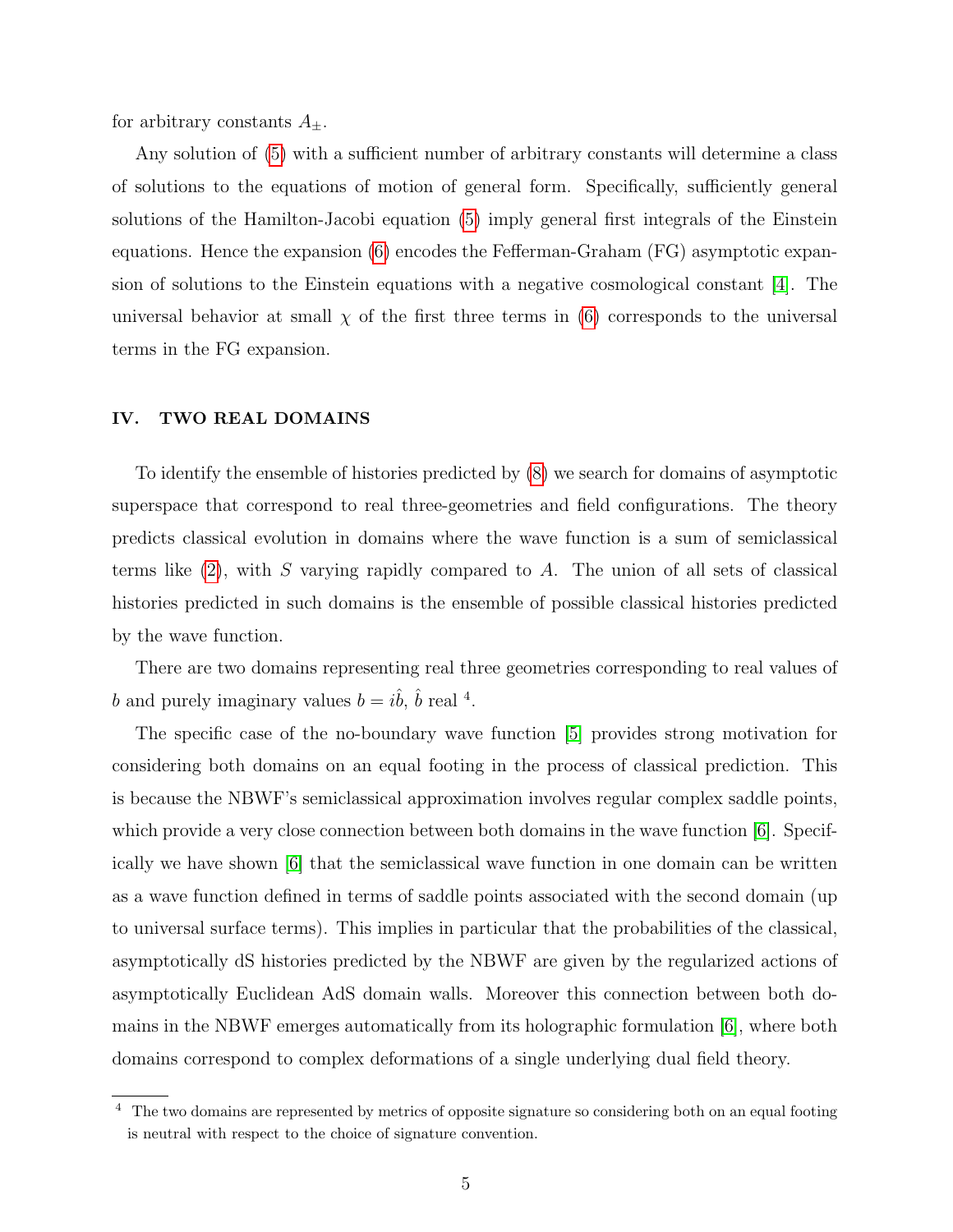for arbitrary constants $A_{\pm}$.

Any solution of (5) with a sufficient number of arbitrary constants will determine a class of solutions to the equations of motion of general form. Specifically, sufficiently general solutions of the Hamilton-Jacobi equation (5) imply general first integrals of the Einstein equations. Hence the expansion (6) encodes the Fefferman-Graham (FG) asymptotic expansion of solutions to the Einstein equations with a negative cosmological constant [4]. The universal behavior at small $\chi$ of the first three terms in (6) corresponds to the universal terms in the FG expansion.

## IV. TWO REAL DOMAINS

To identify the ensemble of histories predicted by (8) we search for domains of asymptotic superspace that correspond to real three-geometries and field configurations. The theory predicts classical evolution in domains where the wave function is a sum of semiclassical terms like (2), with $S$ varying rapidly compared to $A$. The union of all sets of classical histories predicted in such domains is the ensemble of possible classical histories predicted by the wave function.

There are two domains representing real three geometries corresponding to real values of $b$ and purely imaginary values $b = i\hat{b}$, $\hat{b}$ real [4].

The specific case of the no-boundary wave function [5] provides strong motivation for considering both domains on an equal footing in the process of classical prediction. This is because the NBWF's semiclassical approximation involves regular complex saddle points, which provide a very close connection between both domains in the wave function [6]. Specifically we have shown [6] that the semiclassical wave function in one domain can be written as a wave function defined in terms of saddle points associated with the second domain (up to universal surface terms). This implies in particular that the probabilities of the classical, asymptotically dS histories predicted by the NBWF are given by the regularized actions of asymptotically Euclidean AdS domain walls. Moreover this connection between both domains in the NBWF emerges automatically from its holographic formulation [6], where both domains correspond to complex deformations of a single underlying dual field theory.

[4] The two domains are represented by metrics of opposite signature so considering both on an equal footing is neutral with respect to the choice of signature convention.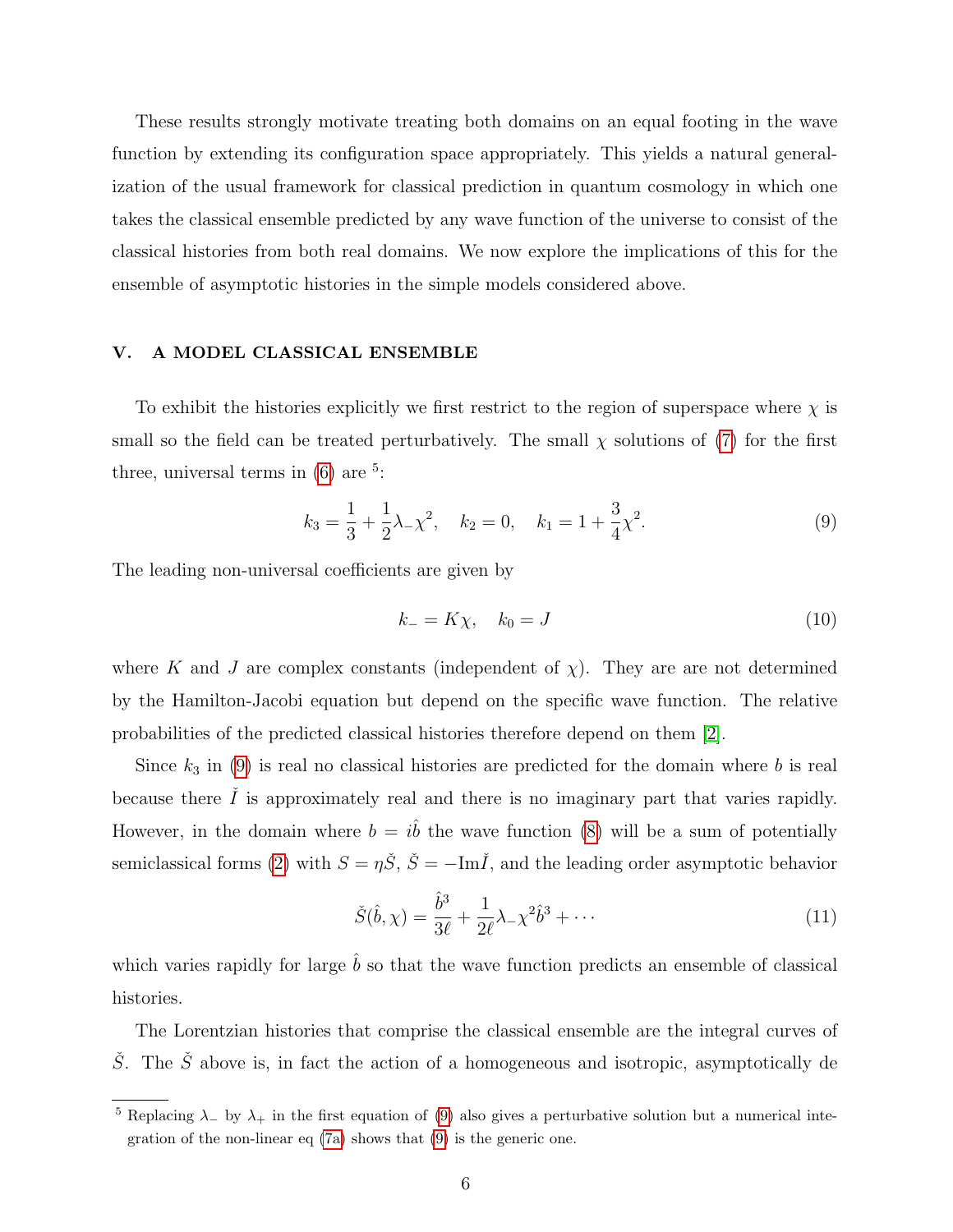These results strongly motivate treating both domains on an equal footing in the wave function by extending its configuration space appropriately. This yields a natural generalization of the usual framework for classical prediction in quantum cosmology in which one takes the classical ensemble predicted by any wave function of the universe to consist of the classical histories from both real domains. We now explore the implications of this for the ensemble of asymptotic histories in the simple models considered above.

## V. A MODEL CLASSICAL ENSEMBLE

To exhibit the histories explicitly we first restrict to the region of superspace where $\chi$ is small so the field can be treated perturbatively. The small $\chi$ solutions of (7) for the first three, universal terms in (6) are [5]:

$$k_3 = \frac{1}{3} + \frac{1}{2}\lambda_- \chi^2, \quad k_2 = 0, \quad k_1 = 1 + \frac{3}{4}\chi^2. \tag{9}$$

The leading non-universal coefficients are given by

$$k_- = K\chi, \quad k_0 = J \tag{10}$$

where $K$ and $J$ are complex constants (independent of $\chi$). They are are not determined by the Hamilton-Jacobi equation but depend on the specific wave function. The relative probabilities of the predicted classical histories therefore depend on them [2].

Since $k_3$ in (9) is real no classical histories are predicted for the domain where $b$ is real because there $\check{I}$ is approximately real and there is no imaginary part that varies rapidly. However, in the domain where $b = i\hat{b}$ the wave function (8) will be a sum of potentially semiclassical forms (2) with $S = \eta \check{S}$, $\check{S} = -\text{Im}\check{I}$, and the leading order asymptotic behavior

$$\check{S}(\hat{b}, \chi) = \frac{\hat{b}^3}{3\ell} + \frac{1}{2\ell}\lambda_- \chi^2 \hat{b}^3 + \cdots \tag{11}$$

which varies rapidly for large $\hat{b}$ so that the wave function predicts an ensemble of classical histories.

The Lorentzian histories that comprise the classical ensemble are the integral curves of $\check{S}$. The $\check{S}$ above is, in fact the action of a homogeneous and isotropic, asymptotically de

[5] Replacing $\lambda_-$ by $\lambda_+$ in the first equation of (9) also gives a perturbative solution but a numerical integration of the non-linear eq (7a) shows that (9) is the generic one.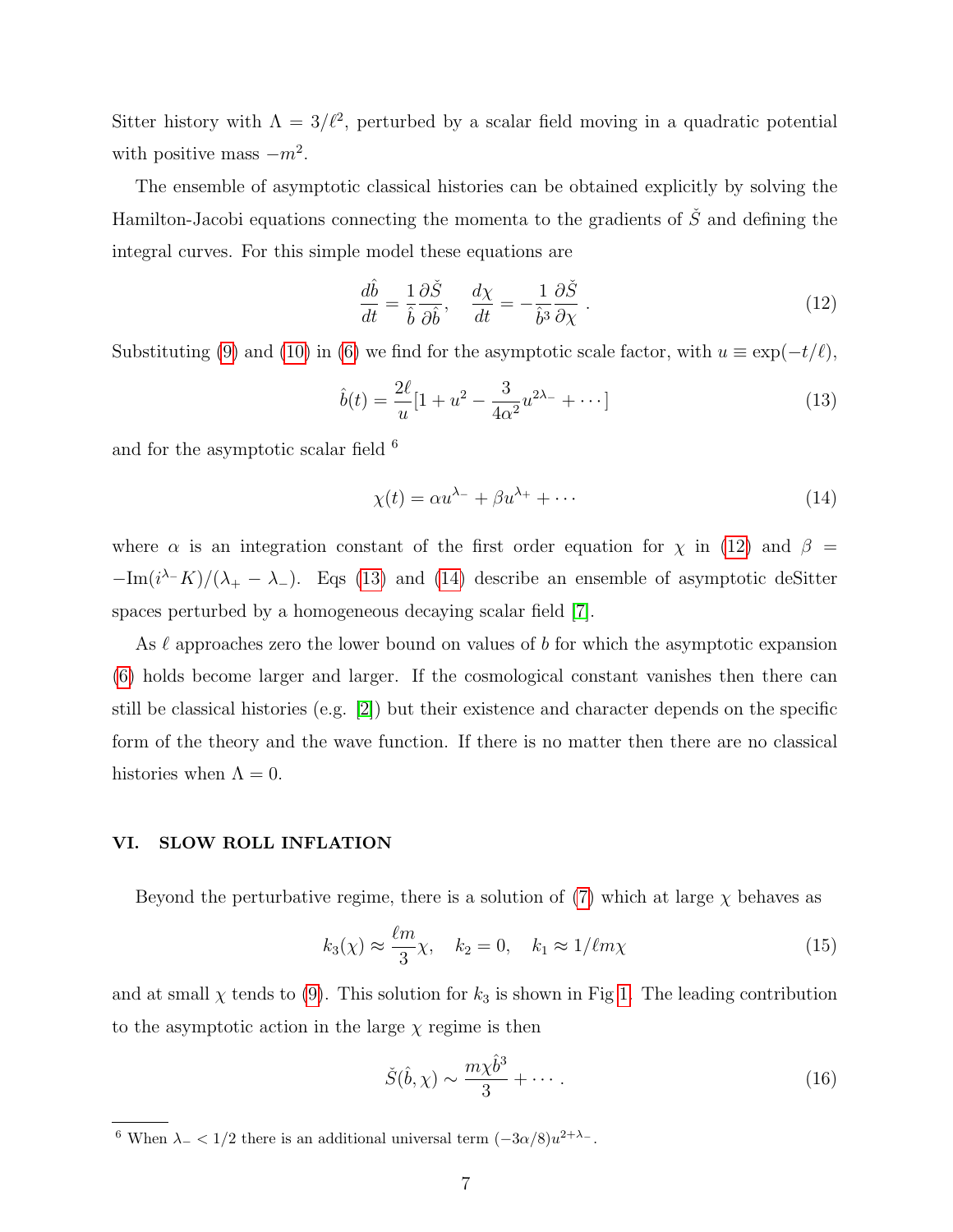Sitter history with $\Lambda = 3/\ell^2$, perturbed by a scalar field moving in a quadratic potential with positive mass $-m^2$.

The ensemble of asymptotic classical histories can be obtained explicitly by solving the Hamilton-Jacobi equations connecting the momenta to the gradients of $\check{S}$ and defining the integral curves. For this simple model these equations are

$$\frac{d\hat{b}}{dt} = \frac{1}{\hat{b}}\frac{\partial \check{S}}{\partial \hat{b}}, \quad \frac{d\chi}{dt} = -\frac{1}{\hat{b}^3}\frac{\partial \check{S}}{\partial \chi} \ . \tag{12}$$

Substituting (9) and (10) in (6) we find for the asymptotic scale factor, with $u \equiv \exp(-t/\ell)$,

$$\hat{b}(t) = \frac{2\ell}{u}[1 + u^2 - \frac{3}{4\alpha^2}u^{2\lambda_-} + \cdots] \tag{13}$$

and for the asymptotic scalar field [6]

$$\chi(t) = \alpha u^{\lambda_-} + \beta u^{\lambda_+} + \cdots \tag{14}$$

where $\alpha$ is an integration constant of the first order equation for $\chi$ in (12) and $\beta = -\mathrm{Im}(i^{\lambda_-}K)/(\lambda_+ - \lambda_-)$. Eqs (13) and (14) describe an ensemble of asymptotic deSitter spaces perturbed by a homogeneous decaying scalar field [7].

As $\ell$ approaches zero the lower bound on values of $b$ for which the asymptotic expansion (6) holds become larger and larger. If the cosmological constant vanishes then there can still be classical histories (e.g. [2]) but their existence and character depends on the specific form of the theory and the wave function. If there is no matter then there are no classical histories when $\Lambda = 0$.

## VI. SLOW ROLL INFLATION

Beyond the perturbative regime, there is a solution of (7) which at large $\chi$ behaves as

$$k_3(\chi) \approx \frac{\ell m}{3}\chi, \quad k_2 = 0, \quad k_1 \approx 1/\ell m \chi \tag{15}$$

and at small $\chi$ tends to (9). This solution for $k_3$ is shown in Fig 1. The leading contribution to the asymptotic action in the large $\chi$ regime is then

$$\check{S}(\hat{b}, \chi) \sim \frac{m\chi\hat{b}^3}{3} + \cdots \ . \tag{16}$$

[6] When $\lambda_- < 1/2$ there is an additional universal term $(-3\alpha/8)u^{2+\lambda_-}$.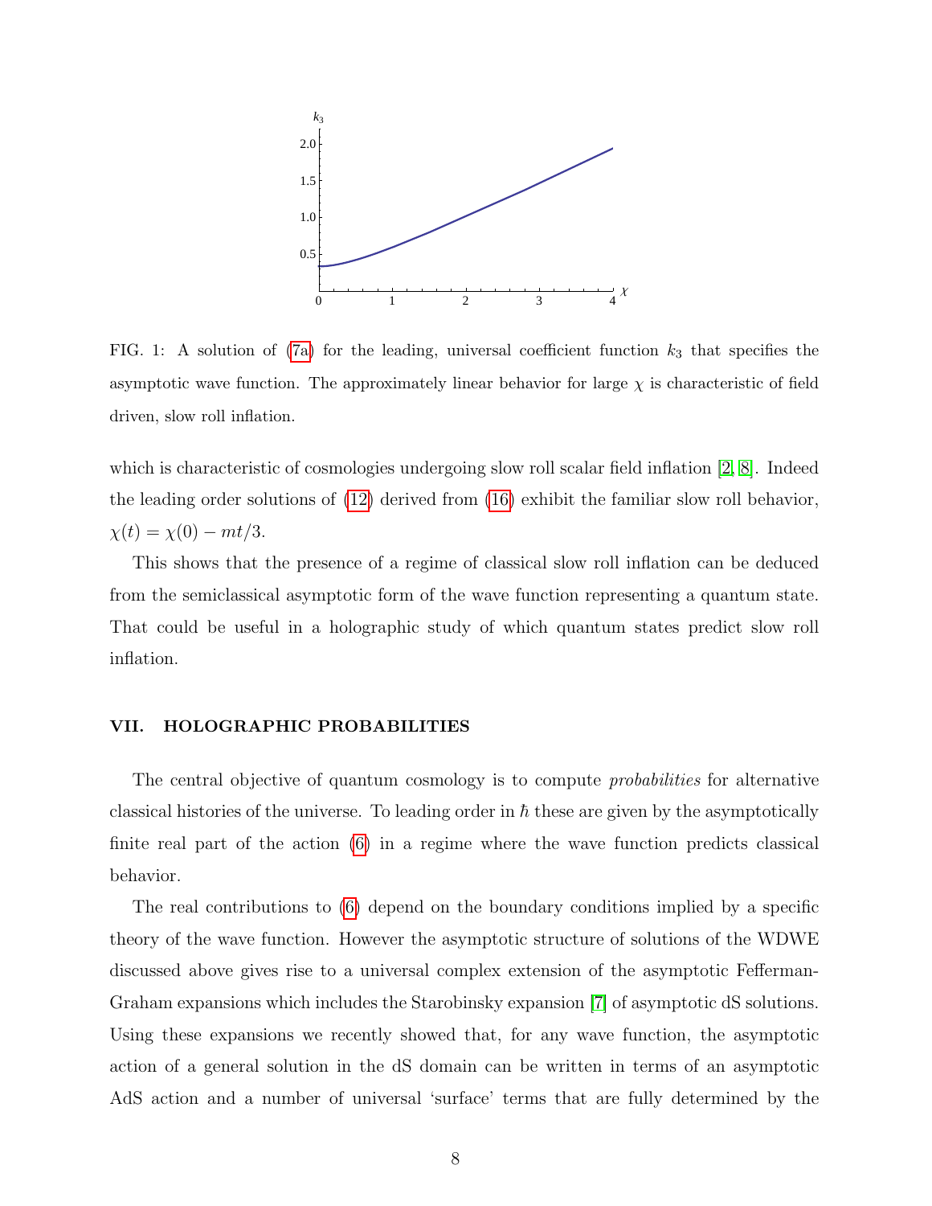FIG. 1: A solution of (7a) for the leading, universal coefficient function $k_3$ that specifies the asymptotic wave function. The approximately linear behavior for large $\chi$ is characteristic of field driven, slow roll inflation.

which is characteristic of cosmologies undergoing slow roll scalar field inflation [2, 8]. Indeed the leading order solutions of (12) derived from (16) exhibit the familiar slow roll behavior, $\chi(t) = \chi(0) - mt/3$.

This shows that the presence of a regime of classical slow roll inflation can be deduced from the semiclassical asymptotic form of the wave function representing a quantum state. That could be useful in a holographic study of which quantum states predict slow roll inflation.

## VII. HOLOGRAPHIC PROBABILITIES

The central objective of quantum cosmology is to compute *probabilities* for alternative classical histories of the universe. To leading order in $\hbar$ these are given by the asymptotically finite real part of the action (6) in a regime where the wave function predicts classical behavior.

The real contributions to (6) depend on the boundary conditions implied by a specific theory of the wave function. However the asymptotic structure of solutions of the WDWE discussed above gives rise to a universal complex extension of the asymptotic Fefferman-Graham expansions which includes the Starobinsky expansion [7] of asymptotic dS solutions. Using these expansions we recently showed that, for any wave function, the asymptotic action of a general solution in the dS domain can be written in terms of an asymptotic AdS action and a number of universal 'surface' terms that are fully determined by the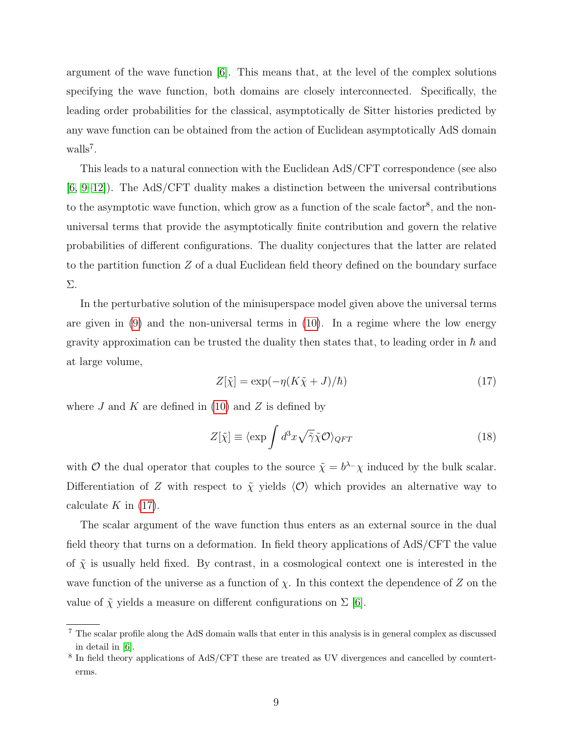argument of the wave function [6]. This means that, at the level of the complex solutions specifying the wave function, both domains are closely interconnected. Specifically, the leading order probabilities for the classical, asymptotically de Sitter histories predicted by any wave function can be obtained from the action of Euclidean asymptotically AdS domain walls[7].

This leads to a natural connection with the Euclidean AdS/CFT correspondence (see also [6, 9–12]). The AdS/CFT duality makes a distinction between the universal contributions to the asymptotic wave function, which grow as a function of the scale factor[8], and the non-universal terms that provide the asymptotically finite contribution and govern the relative probabilities of different configurations. The duality conjectures that the latter are related to the partition function $Z$ of a dual Euclidean field theory defined on the boundary surface $\Sigma$.

In the perturbative solution of the minisuperspace model given above the universal terms are given in (9) and the non-universal terms in (10). In a regime where the low energy gravity approximation can be trusted the duality then states that, to leading order in $\hbar$ and at large volume,

$$Z[\tilde{\chi}] = \exp(-\eta(K\tilde{\chi} + J)/\hbar) \tag{17}$$

where $J$ and $K$ are defined in (10) and $Z$ is defined by

$$Z[\tilde{\chi}] \equiv \langle \exp \int d^3x \sqrt{\tilde{\gamma}} \tilde{\chi} \mathcal{O} \rangle_{QFT} \tag{18}$$

with $\mathcal{O}$ the dual operator that couples to the source $\tilde{\chi} = b^{\lambda_-}\chi$ induced by the bulk scalar. Differentiation of $Z$ with respect to $\tilde{\chi}$ yields $\langle \mathcal{O} \rangle$ which provides an alternative way to calculate $K$ in (17).

The scalar argument of the wave function thus enters as an external source in the dual field theory that turns on a deformation. In field theory applications of AdS/CFT the value of $\tilde{\chi}$ is usually held fixed. By contrast, in a cosmological context one is interested in the wave function of the universe as a function of $\chi$. In this context the dependence of $Z$ on the value of $\tilde{\chi}$ yields a measure on different configurations on $\Sigma$ [6].

---

[7] The scalar profile along the AdS domain walls that enter in this analysis is in general complex as discussed in detail in [6].

[8] In field theory applications of AdS/CFT these are treated as UV divergences and cancelled by counterterms.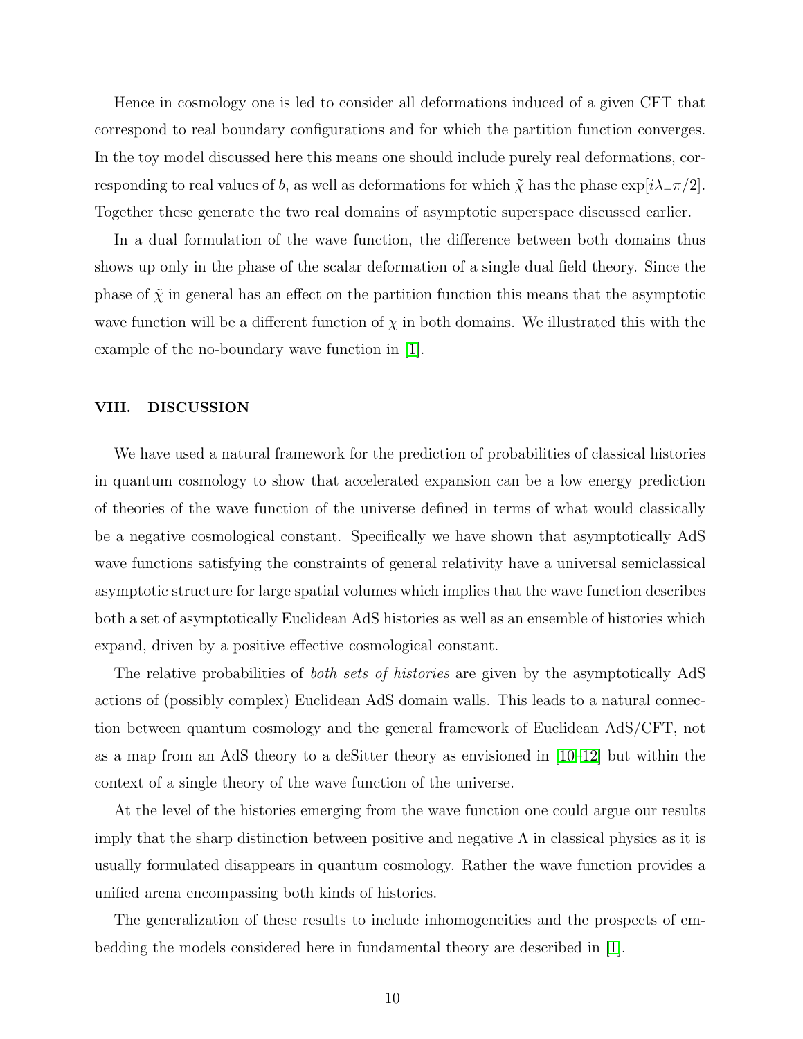Hence in cosmology one is led to consider all deformations induced of a given CFT that correspond to real boundary configurations and for which the partition function converges. In the toy model discussed here this means one should include purely real deformations, corresponding to real values of $b$, as well as deformations for which $\tilde{\chi}$ has the phase $\exp[i\lambda_{-}\pi/2]$. Together these generate the two real domains of asymptotic superspace discussed earlier.

In a dual formulation of the wave function, the difference between both domains thus shows up only in the phase of the scalar deformation of a single dual field theory. Since the phase of $\tilde{\chi}$ in general has an effect on the partition function this means that the asymptotic wave function will be a different function of $\chi$ in both domains. We illustrated this with the example of the no-boundary wave function in [1].

## VIII. DISCUSSION

We have used a natural framework for the prediction of probabilities of classical histories in quantum cosmology to show that accelerated expansion can be a low energy prediction of theories of the wave function of the universe defined in terms of what would classically be a negative cosmological constant. Specifically we have shown that asymptotically AdS wave functions satisfying the constraints of general relativity have a universal semiclassical asymptotic structure for large spatial volumes which implies that the wave function describes both a set of asymptotically Euclidean AdS histories as well as an ensemble of histories which expand, driven by a positive effective cosmological constant.

The relative probabilities of *both sets of histories* are given by the asymptotically AdS actions of (possibly complex) Euclidean AdS domain walls. This leads to a natural connection between quantum cosmology and the general framework of Euclidean AdS/CFT, not as a map from an AdS theory to a deSitter theory as envisioned in [10–12] but within the context of a single theory of the wave function of the universe.

At the level of the histories emerging from the wave function one could argue our results imply that the sharp distinction between positive and negative $\Lambda$ in classical physics as it is usually formulated disappears in quantum cosmology. Rather the wave function provides a unified arena encompassing both kinds of histories.

The generalization of these results to include inhomogeneities and the prospects of embedding the models considered here in fundamental theory are described in [1].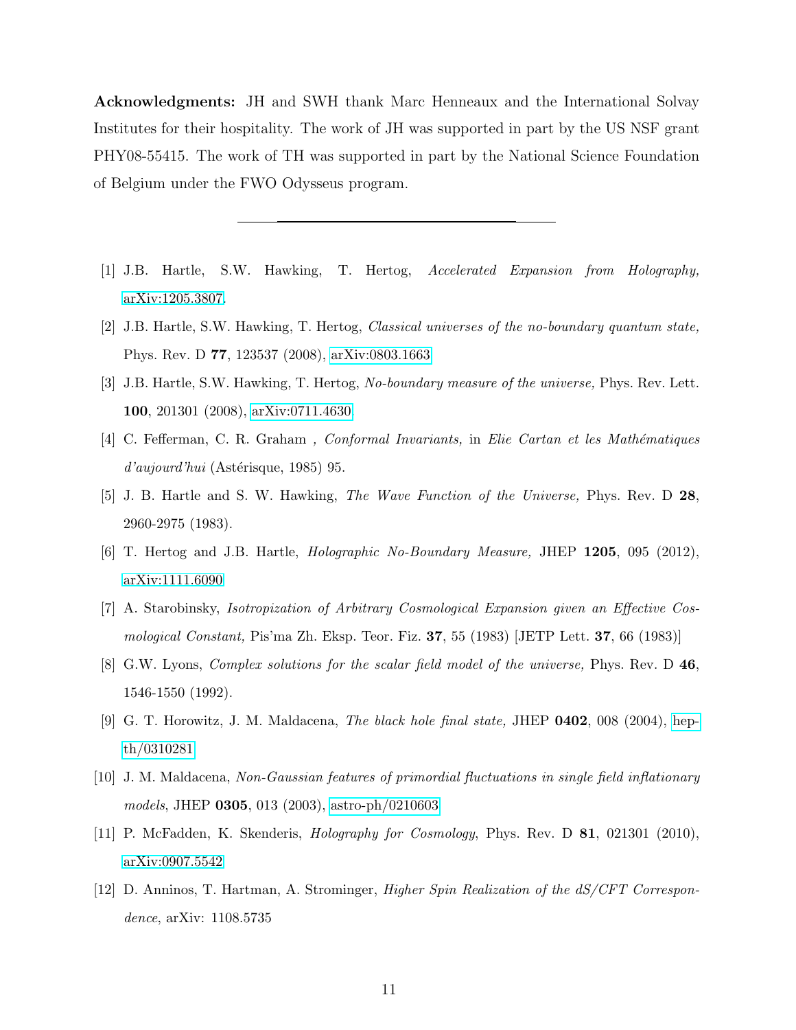**Acknowledgments:** JH and SWH thank Marc Henneaux and the International Solvay Institutes for their hospitality. The work of JH was supported in part by the US NSF grant PHY08-55415. The work of TH was supported in part by the National Science Foundation of Belgium under the FWO Odysseus program.

---

[1] J.B. Hartle, S.W. Hawking, T. Hertog, *Accelerated Expansion from Holography,* arXiv:1205.3807.

[2] J.B. Hartle, S.W. Hawking, T. Hertog, *Classical universes of the no-boundary quantum state,* Phys. Rev. D **77**, 123537 (2008), arXiv:0803.1663

[3] J.B. Hartle, S.W. Hawking, T. Hertog, *No-boundary measure of the universe,* Phys. Rev. Lett. **100**, 201301 (2008), arXiv:0711.4630

[4] C. Fefferman, C. R. Graham , *Conformal Invariants,* in *Elie Cartan et les Mathématiques d'aujourd'hui* (Astérisque, 1985) 95.

[5] J. B. Hartle and S. W. Hawking, *The Wave Function of the Universe,* Phys. Rev. D **28**, 2960-2975 (1983).

[6] T. Hertog and J.B. Hartle, *Holographic No-Boundary Measure,* JHEP **1205**, 095 (2012), arXiv:1111.6090

[7] A. Starobinsky, *Isotropization of Arbitrary Cosmological Expansion given an Effective Cosmological Constant,* Pis'ma Zh. Eksp. Teor. Fiz. **37**, 55 (1983) [JETP Lett. **37**, 66 (1983)]

[8] G.W. Lyons, *Complex solutions for the scalar field model of the universe,* Phys. Rev. D **46**, 1546-1550 (1992).

[9] G. T. Horowitz, J. M. Maldacena, *The black hole final state,* JHEP **0402**, 008 (2004), hep-th/0310281

[10] J. M. Maldacena, *Non-Gaussian features of primordial fluctuations in single field inflationary models*, JHEP **0305**, 013 (2003), astro-ph/0210603

[11] P. McFadden, K. Skenderis, *Holography for Cosmology*, Phys. Rev. D **81**, 021301 (2010), arXiv:0907.5542

[12] D. Anninos, T. Hartman, A. Strominger, *Higher Spin Realization of the dS/CFT Correspondence*, arXiv: 1108.5735